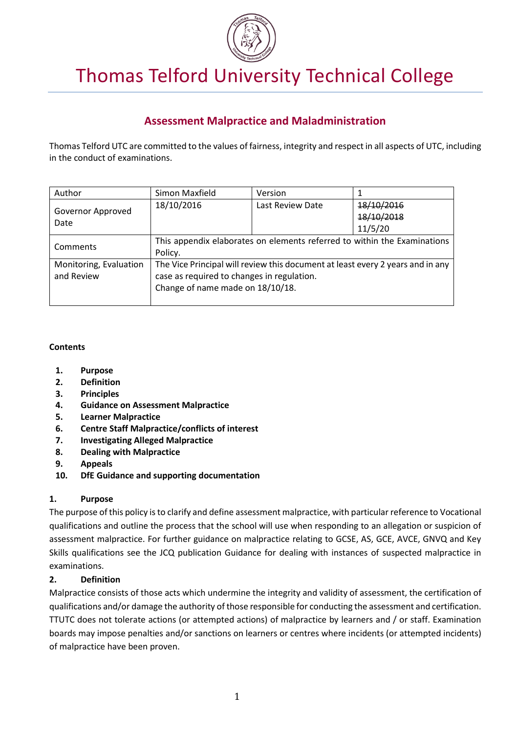# Thomas Telford University Technical College

## Assessment Malpractice and Maladministration

Thomas Telford UTC are committed to the values of fairness, integrity and respect in all aspects of UTC, including in the conduct of examinations.

| Author | Simon Maxfield | Version | 1 |
|---|---|---|---|
| Governor Approved Date | 18/10/2016 | Last Review Date | ~~18/10/2016~~<br>~~18/10/2018~~<br>11/5/20 |
| Comments | This appendix elaborates on elements referred to within the Examinations Policy. | | |
| Monitoring, Evaluation and Review | The Vice Principal will review this document at least every 2 years and in any case as required to changes in regulation.<br>Change of name made on 18/10/18. | | |

**Contents**

1. **Purpose**
2. **Definition**
3. **Principles**
4. **Guidance on Assessment Malpractice**
5. **Learner Malpractice**
6. **Centre Staff Malpractice/conflicts of interest**
7. **Investigating Alleged Malpractice**
8. **Dealing with Malpractice**
9. **Appeals**
10. **DfE Guidance and supporting documentation**

### 1. Purpose

The purpose of this policy is to clarify and define assessment malpractice, with particular reference to Vocational qualifications and outline the process that the school will use when responding to an allegation or suspicion of assessment malpractice. For further guidance on malpractice relating to GCSE, AS, GCE, AVCE, GNVQ and Key Skills qualifications see the JCQ publication Guidance for dealing with instances of suspected malpractice in examinations.

### 2. Definition

Malpractice consists of those acts which undermine the integrity and validity of assessment, the certification of qualifications and/or damage the authority of those responsible for conducting the assessment and certification. TTUTC does not tolerate actions (or attempted actions) of malpractice by learners and / or staff. Examination boards may impose penalties and/or sanctions on learners or centres where incidents (or attempted incidents) of malpractice have been proven.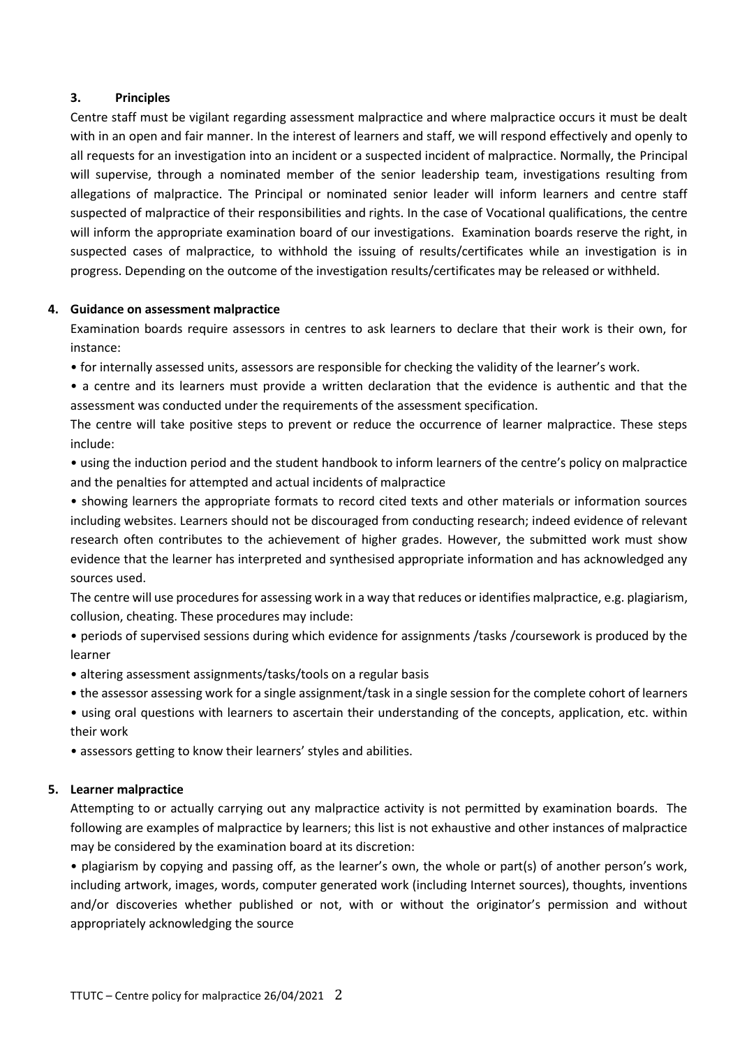## 3. Principles

Centre staff must be vigilant regarding assessment malpractice and where malpractice occurs it must be dealt with in an open and fair manner. In the interest of learners and staff, we will respond effectively and openly to all requests for an investigation into an incident or a suspected incident of malpractice. Normally, the Principal will supervise, through a nominated member of the senior leadership team, investigations resulting from allegations of malpractice. The Principal or nominated senior leader will inform learners and centre staff suspected of malpractice of their responsibilities and rights. In the case of Vocational qualifications, the centre will inform the appropriate examination board of our investigations. Examination boards reserve the right, in suspected cases of malpractice, to withhold the issuing of results/certificates while an investigation is in progress. Depending on the outcome of the investigation results/certificates may be released or withheld.

## 4. Guidance on assessment malpractice

Examination boards require assessors in centres to ask learners to declare that their work is their own, for instance:

- for internally assessed units, assessors are responsible for checking the validity of the learner's work.
- a centre and its learners must provide a written declaration that the evidence is authentic and that the assessment was conducted under the requirements of the assessment specification.

The centre will take positive steps to prevent or reduce the occurrence of learner malpractice. These steps include:

- using the induction period and the student handbook to inform learners of the centre's policy on malpractice and the penalties for attempted and actual incidents of malpractice
- showing learners the appropriate formats to record cited texts and other materials or information sources including websites. Learners should not be discouraged from conducting research; indeed evidence of relevant research often contributes to the achievement of higher grades. However, the submitted work must show evidence that the learner has interpreted and synthesised appropriate information and has acknowledged any sources used.

The centre will use procedures for assessing work in a way that reduces or identifies malpractice, e.g. plagiarism, collusion, cheating. These procedures may include:

- periods of supervised sessions during which evidence for assignments /tasks /coursework is produced by the learner
- altering assessment assignments/tasks/tools on a regular basis
- the assessor assessing work for a single assignment/task in a single session for the complete cohort of learners
- using oral questions with learners to ascertain their understanding of the concepts, application, etc. within their work
- assessors getting to know their learners' styles and abilities.

## 5. Learner malpractice

Attempting to or actually carrying out any malpractice activity is not permitted by examination boards. The following are examples of malpractice by learners; this list is not exhaustive and other instances of malpractice may be considered by the examination board at its discretion:

- plagiarism by copying and passing off, as the learner's own, the whole or part(s) of another person's work, including artwork, images, words, computer generated work (including Internet sources), thoughts, inventions and/or discoveries whether published or not, with or without the originator's permission and without appropriately acknowledging the source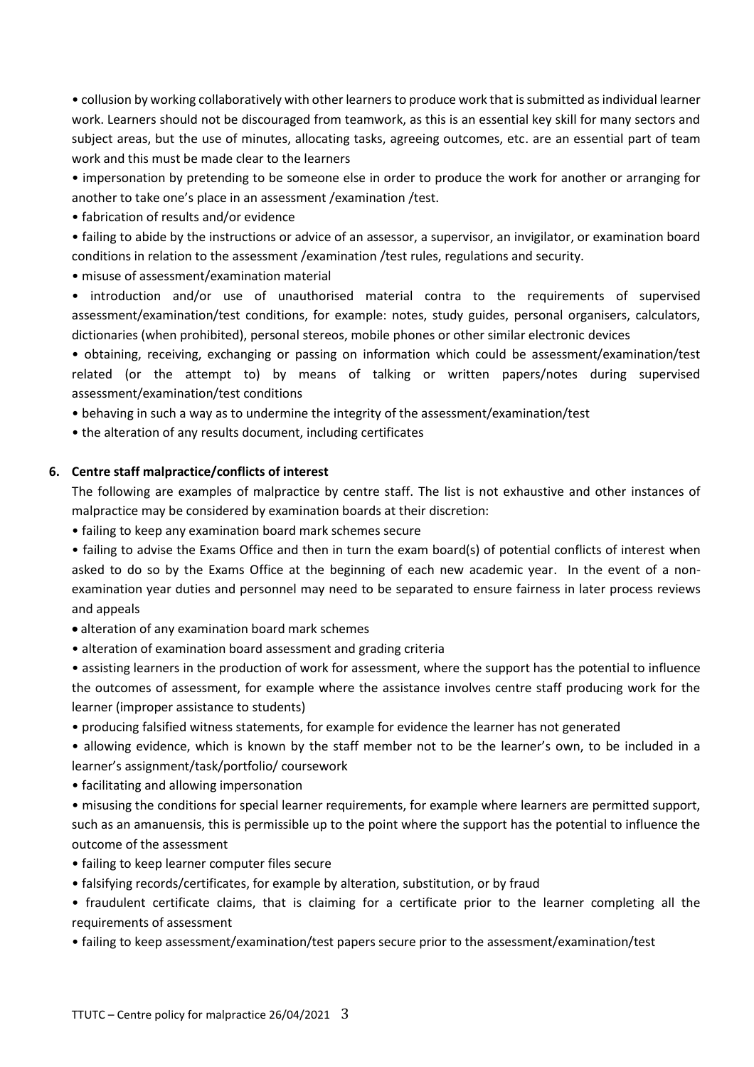- collusion by working collaboratively with other learners to produce work that is submitted as individual learner work. Learners should not be discouraged from teamwork, as this is an essential key skill for many sectors and subject areas, but the use of minutes, allocating tasks, agreeing outcomes, etc. are an essential part of team work and this must be made clear to the learners
- impersonation by pretending to be someone else in order to produce the work for another or arranging for another to take one's place in an assessment /examination /test.
- fabrication of results and/or evidence
- failing to abide by the instructions or advice of an assessor, a supervisor, an invigilator, or examination board conditions in relation to the assessment /examination /test rules, regulations and security.
- misuse of assessment/examination material
- introduction and/or use of unauthorised material contra to the requirements of supervised assessment/examination/test conditions, for example: notes, study guides, personal organisers, calculators, dictionaries (when prohibited), personal stereos, mobile phones or other similar electronic devices
- obtaining, receiving, exchanging or passing on information which could be assessment/examination/test related (or the attempt to) by means of talking or written papers/notes during supervised assessment/examination/test conditions
- behaving in such a way as to undermine the integrity of the assessment/examination/test
- the alteration of any results document, including certificates

## 6. Centre staff malpractice/conflicts of interest

The following are examples of malpractice by centre staff. The list is not exhaustive and other instances of malpractice may be considered by examination boards at their discretion:

- failing to keep any examination board mark schemes secure
- failing to advise the Exams Office and then in turn the exam board(s) of potential conflicts of interest when asked to do so by the Exams Office at the beginning of each new academic year. In the event of a non-examination year duties and personnel may need to be separated to ensure fairness in later process reviews and appeals
- alteration of any examination board mark schemes
- alteration of examination board assessment and grading criteria
- assisting learners in the production of work for assessment, where the support has the potential to influence the outcomes of assessment, for example where the assistance involves centre staff producing work for the learner (improper assistance to students)
- producing falsified witness statements, for example for evidence the learner has not generated
- allowing evidence, which is known by the staff member not to be the learner's own, to be included in a learner's assignment/task/portfolio/ coursework
- facilitating and allowing impersonation
- misusing the conditions for special learner requirements, for example where learners are permitted support, such as an amanuensis, this is permissible up to the point where the support has the potential to influence the outcome of the assessment
- failing to keep learner computer files secure
- falsifying records/certificates, for example by alteration, substitution, or by fraud
- fraudulent certificate claims, that is claiming for a certificate prior to the learner completing all the requirements of assessment
- failing to keep assessment/examination/test papers secure prior to the assessment/examination/test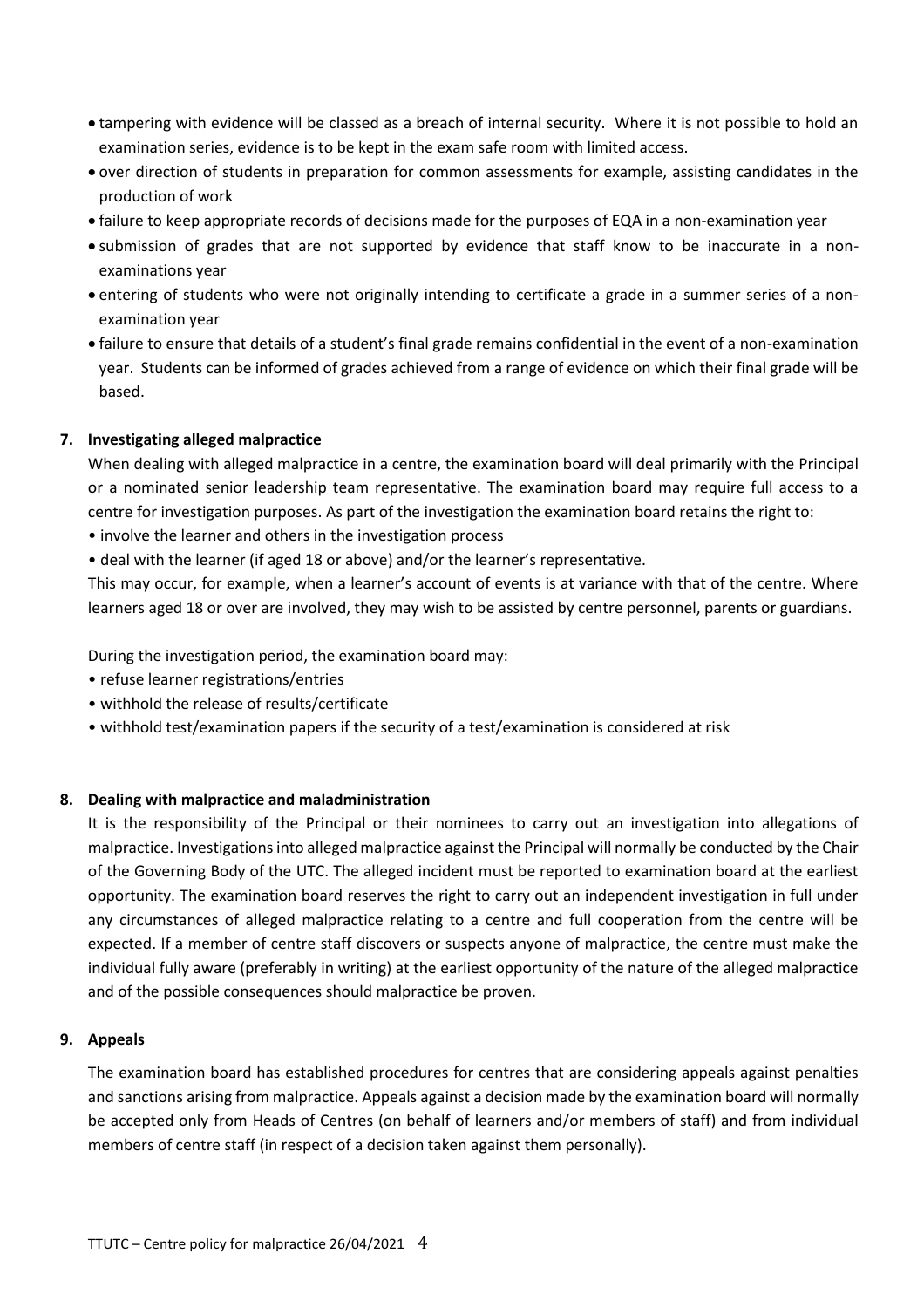- tampering with evidence will be classed as a breach of internal security. Where it is not possible to hold an examination series, evidence is to be kept in the exam safe room with limited access.
- over direction of students in preparation for common assessments for example, assisting candidates in the production of work
- failure to keep appropriate records of decisions made for the purposes of EQA in a non-examination year
- submission of grades that are not supported by evidence that staff know to be inaccurate in a non-examinations year
- entering of students who were not originally intending to certificate a grade in a summer series of a non-examination year
- failure to ensure that details of a student's final grade remains confidential in the event of a non-examination year. Students can be informed of grades achieved from a range of evidence on which their final grade will be based.

## 7. Investigating alleged malpractice

When dealing with alleged malpractice in a centre, the examination board will deal primarily with the Principal or a nominated senior leadership team representative. The examination board may require full access to a centre for investigation purposes. As part of the investigation the examination board retains the right to:

- involve the learner and others in the investigation process
- deal with the learner (if aged 18 or above) and/or the learner's representative.

This may occur, for example, when a learner's account of events is at variance with that of the centre. Where learners aged 18 or over are involved, they may wish to be assisted by centre personnel, parents or guardians.

During the investigation period, the examination board may:

- refuse learner registrations/entries
- withhold the release of results/certificate
- withhold test/examination papers if the security of a test/examination is considered at risk

## 8. Dealing with malpractice and maladministration

It is the responsibility of the Principal or their nominees to carry out an investigation into allegations of malpractice. Investigations into alleged malpractice against the Principal will normally be conducted by the Chair of the Governing Body of the UTC. The alleged incident must be reported to examination board at the earliest opportunity. The examination board reserves the right to carry out an independent investigation in full under any circumstances of alleged malpractice relating to a centre and full cooperation from the centre will be expected. If a member of centre staff discovers or suspects anyone of malpractice, the centre must make the individual fully aware (preferably in writing) at the earliest opportunity of the nature of the alleged malpractice and of the possible consequences should malpractice be proven.

## 9. Appeals

The examination board has established procedures for centres that are considering appeals against penalties and sanctions arising from malpractice. Appeals against a decision made by the examination board will normally be accepted only from Heads of Centres (on behalf of learners and/or members of staff) and from individual members of centre staff (in respect of a decision taken against them personally).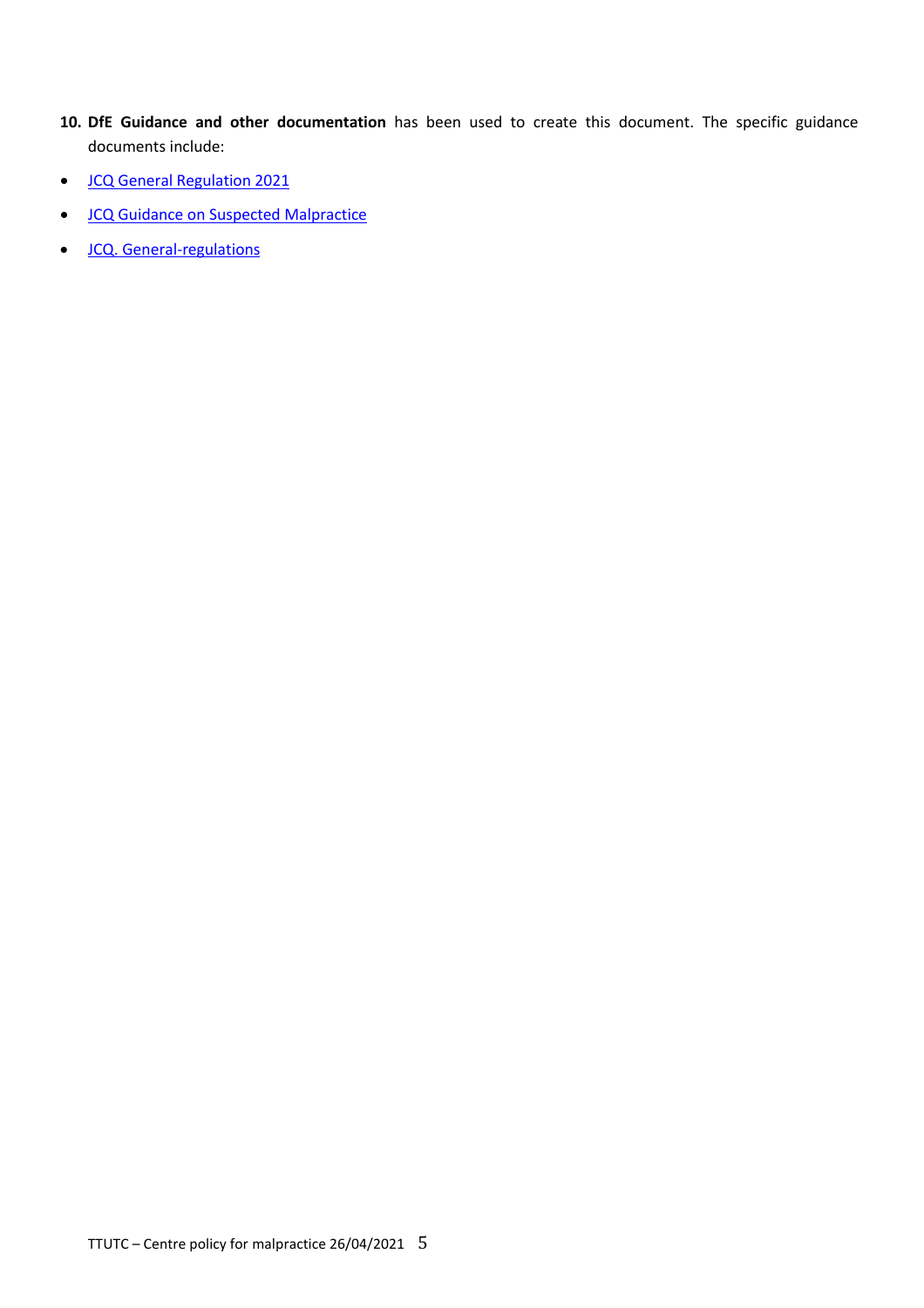10. **DfE Guidance and other documentation** has been used to create this document. The specific guidance documents include:

- JCQ General Regulation 2021
- JCQ Guidance on Suspected Malpractice
- JCQ. General-regulations